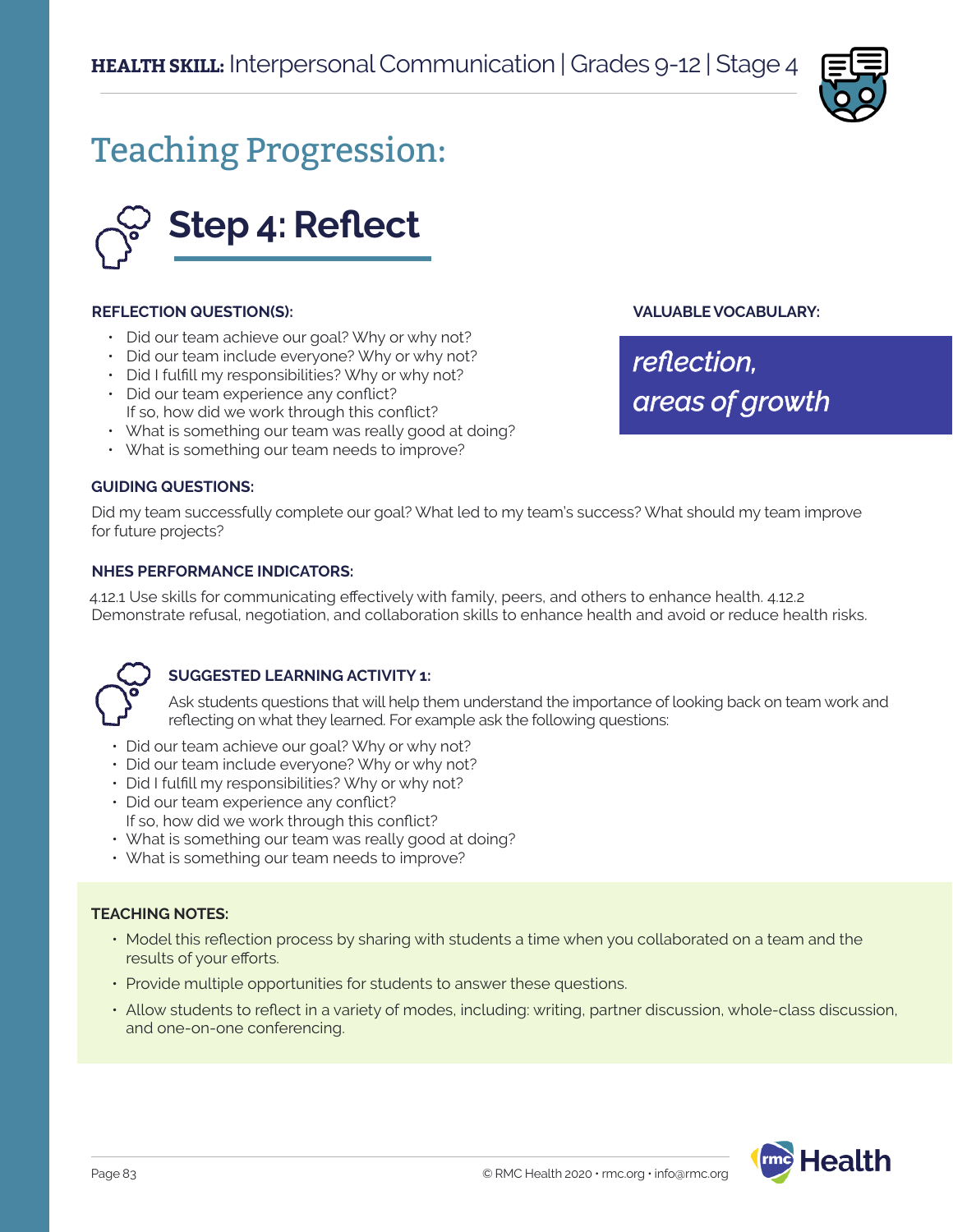**HEALTH SKILL:** Interpersonal Communication | Grades 9-12 | Stage 4

# Teaching Progression:

## Step 4: Reflect

**REFLECTION QUESTION(S):**

- Did our team achieve our goal? Why or why not?
- Did our team include everyone? Why or why not?
- Did I fulfill my responsibilities? Why or why not?
- Did our team experience any conflict? If so, how did we work through this conflict?
- What is something our team was really good at doing?
- What is something our team needs to improve?

**VALUABLE VOCABULARY:**

*reflection, areas of growth*

**GUIDING QUESTIONS:**

Did my team successfully complete our goal? What led to my team's success? What should my team improve for future projects?

**NHES PERFORMANCE INDICATORS:**

4.12.1 Use skills for communicating effectively with family, peers, and others to enhance health. 4.12.2 Demonstrate refusal, negotiation, and collaboration skills to enhance health and avoid or reduce health risks.

**SUGGESTED LEARNING ACTIVITY 1:**

Ask students questions that will help them understand the importance of looking back on team work and reflecting on what they learned. For example ask the following questions:

- Did our team achieve our goal? Why or why not?
- Did our team include everyone? Why or why not?
- Did I fulfill my responsibilities? Why or why not?
- Did our team experience any conflict? If so, how did we work through this conflict?
- What is something our team was really good at doing?
- What is something our team needs to improve?

**TEACHING NOTES:**

- Model this reflection process by sharing with students a time when you collaborated on a team and the results of your efforts.
- Provide multiple opportunities for students to answer these questions.
- Allow students to reflect in a variety of modes, including: writing, partner discussion, whole-class discussion, and one-on-one conferencing.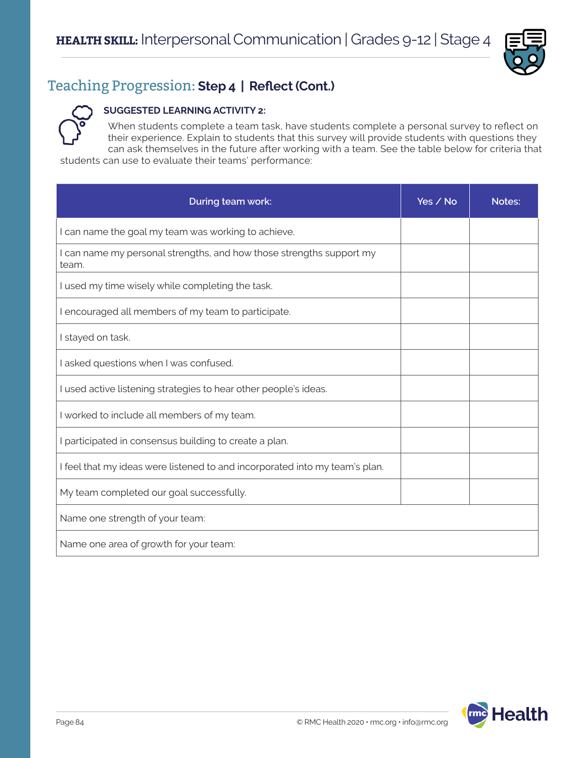# HEALTH SKILL: Interpersonal Communication | Grades 9-12 | Stage 4

## Teaching Progression: **Step 4 | Reflect (Cont.)**

**SUGGESTED LEARNING ACTIVITY 2:**

When students complete a team task, have students complete a personal survey to reflect on their experience. Explain to students that this survey will provide students with questions they can ask themselves in the future after working with a team. See the table below for criteria that students can use to evaluate their teams' performance:

| During team work: | Yes / No | Notes: |
|---|---|---|
| I can name the goal my team was working to achieve. | | |
| I can name my personal strengths, and how those strengths support my team. | | |
| I used my time wisely while completing the task. | | |
| I encouraged all members of my team to participate. | | |
| I stayed on task. | | |
| I asked questions when I was confused. | | |
| I used active listening strategies to hear other people's ideas. | | |
| I worked to include all members of my team. | | |
| I participated in consensus building to create a plan. | | |
| I feel that my ideas were listened to and incorporated into my team's plan. | | |
| My team completed our goal successfully. | | |
| Name one strength of your team: | | |
| Name one area of growth for your team: | | |